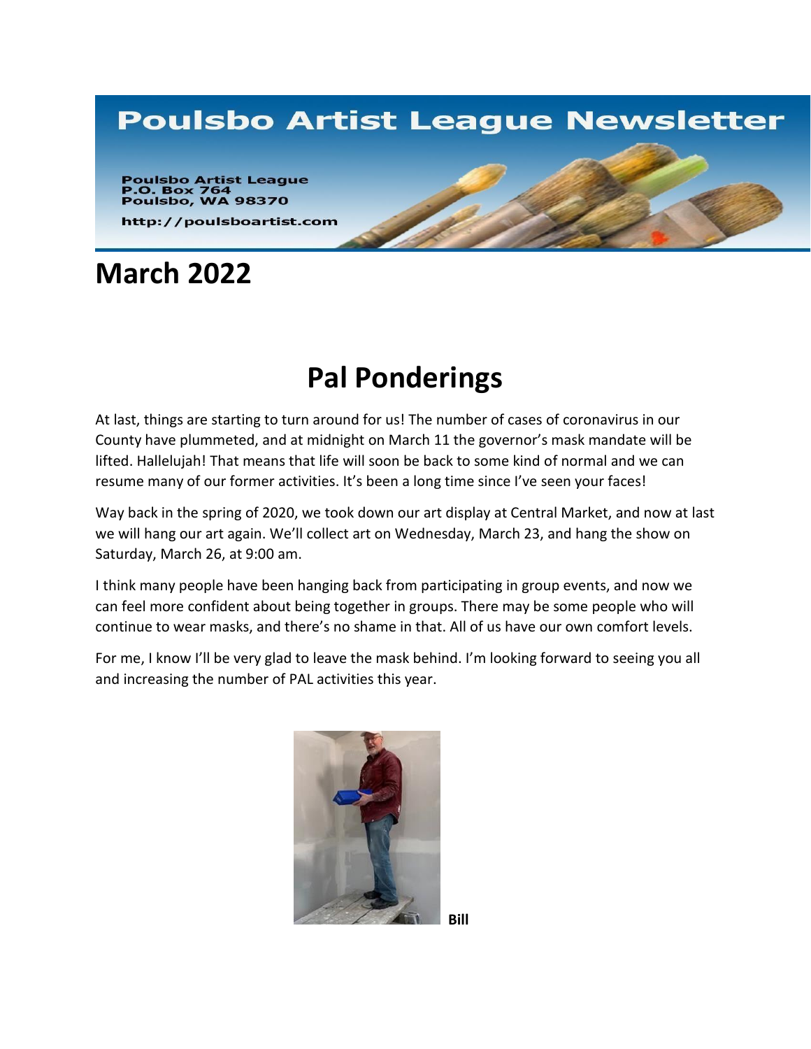# Poulsbo Artist League Newsletter

Poulsbo Artist League
P.O. Box 764
Poulsbo, WA 98370

http://poulsboartist.com

## March 2022

# Pal Ponderings

At last, things are starting to turn around for us! The number of cases of coronavirus in our County have plummeted, and at midnight on March 11 the governor's mask mandate will be lifted. Hallelujah! That means that life will soon be back to some kind of normal and we can resume many of our former activities. It's been a long time since I've seen your faces!

Way back in the spring of 2020, we took down our art display at Central Market, and now at last we will hang our art again. We'll collect art on Wednesday, March 23, and hang the show on Saturday, March 26, at 9:00 am.

I think many people have been hanging back from participating in group events, and now we can feel more confident about being together in groups. There may be some people who will continue to wear masks, and there's no shame in that. All of us have our own comfort levels.

For me, I know I'll be very glad to leave the mask behind. I'm looking forward to seeing you all and increasing the number of PAL activities this year.

**Bill**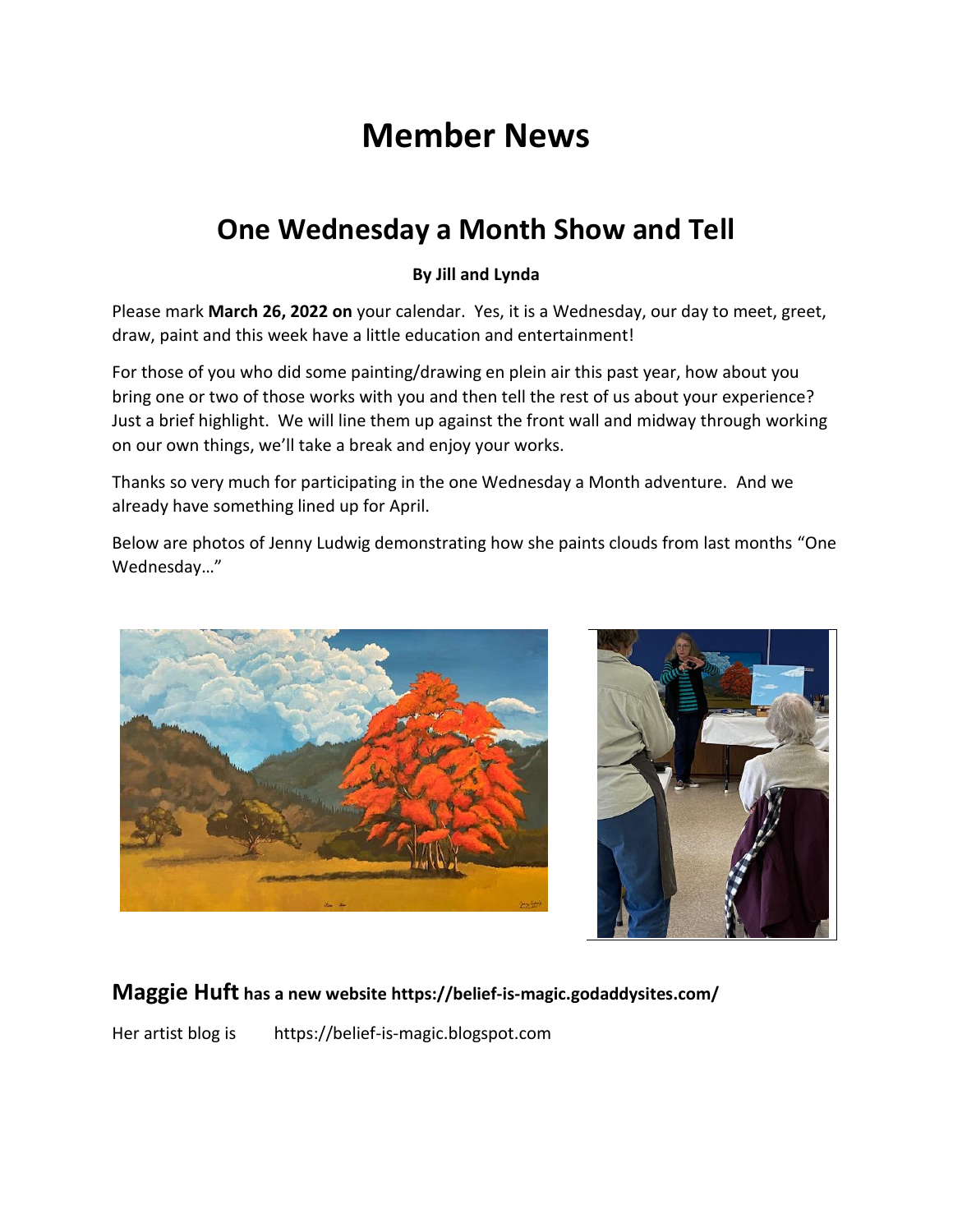# Member News

## One Wednesday a Month Show and Tell

**By Jill and Lynda**

Please mark **March 26, 2022 on** your calendar. Yes, it is a Wednesday, our day to meet, greet, draw, paint and this week have a little education and entertainment!

For those of you who did some painting/drawing en plein air this past year, how about you bring one or two of those works with you and then tell the rest of us about your experience? Just a brief highlight. We will line them up against the front wall and midway through working on our own things, we'll take a break and enjoy your works.

Thanks so very much for participating in the one Wednesday a Month adventure. And we already have something lined up for April.

Below are photos of Jenny Ludwig demonstrating how she paints clouds from last months "One Wednesday…"

### **Maggie Huft** has a new website https://belief-is-magic.godaddysites.com/

Her artist blog is https://belief-is-magic.blogspot.com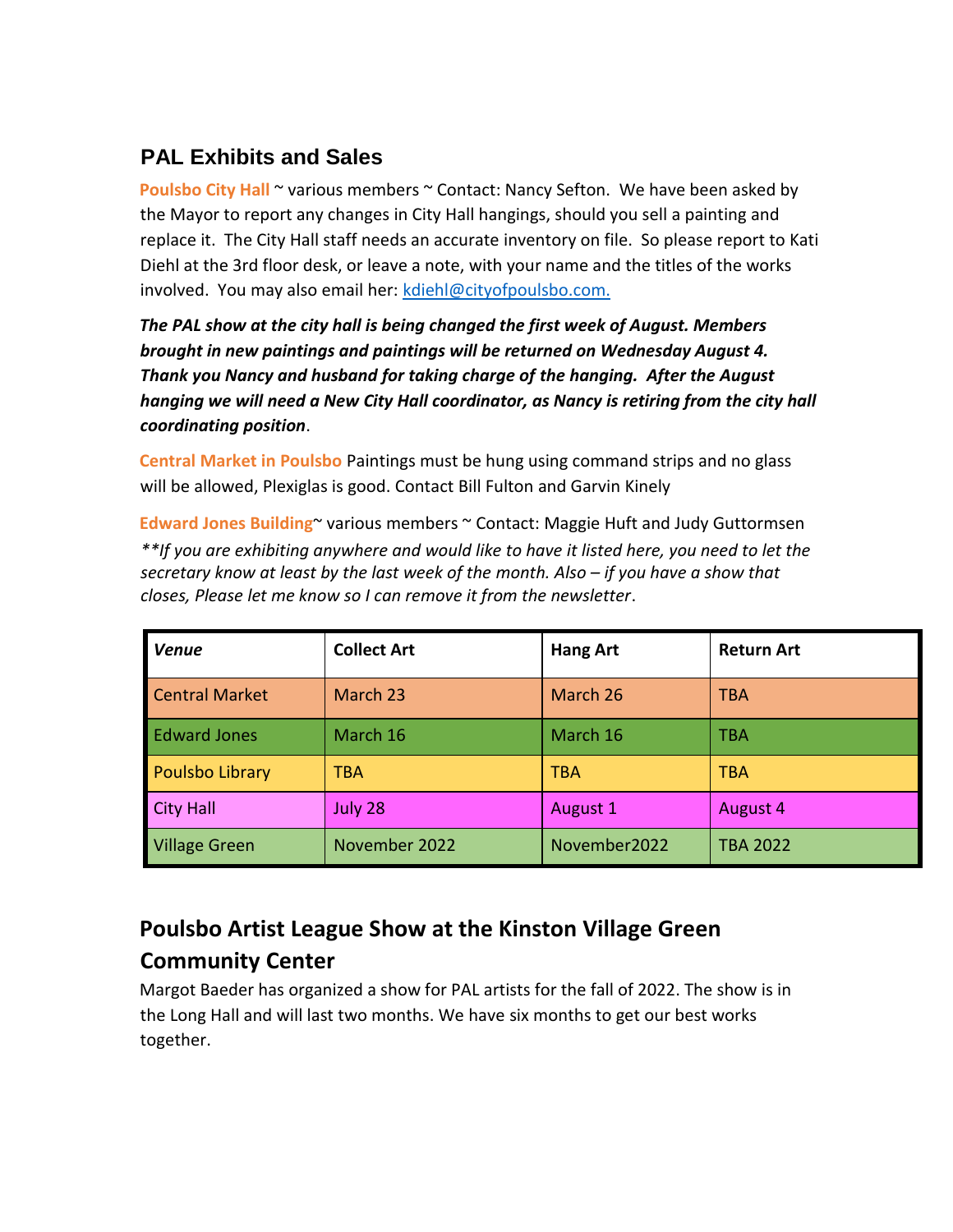## PAL Exhibits and Sales

**Poulsbo City Hall** ~ various members ~ Contact: Nancy Sefton. We have been asked by the Mayor to report any changes in City Hall hangings, should you sell a painting and replace it. The City Hall staff needs an accurate inventory on file. So please report to Kati Diehl at the 3rd floor desk, or leave a note, with your name and the titles of the works involved. You may also email her: kdiehl@cityofpoulsbo.com.

***The PAL show at the city hall is being changed the first week of August. Members brought in new paintings and paintings will be returned on Wednesday August 4. Thank you Nancy and husband for taking charge of the hanging. After the August hanging we will need a New City Hall coordinator, as Nancy is retiring from the city hall coordinating position***.

**Central Market in Poulsbo** Paintings must be hung using command strips and no glass will be allowed, Plexiglas is good. Contact Bill Fulton and Garvin Kinely

**Edward Jones Building**~ various members ~ Contact: Maggie Huft and Judy Guttormsen

*\*\*If you are exhibiting anywhere and would like to have it listed here, you need to let the secretary know at least by the last week of the month. Also – if you have a show that closes, Please let me know so I can remove it from the newsletter*.

| *Venue* | Collect Art | Hang Art | Return Art |
|---|---|---|---|
| Central Market | March 23 | March 26 | TBA |
| Edward Jones | March 16 | March 16 | TBA |
| Poulsbo Library | TBA | TBA | TBA |
| City Hall | July 28 | August 1 | August 4 |
| Village Green | November 2022 | November2022 | TBA 2022 |

## Poulsbo Artist League Show at the Kinston Village Green Community Center

Margot Baeder has organized a show for PAL artists for the fall of 2022. The show is in the Long Hall and will last two months. We have six months to get our best works together.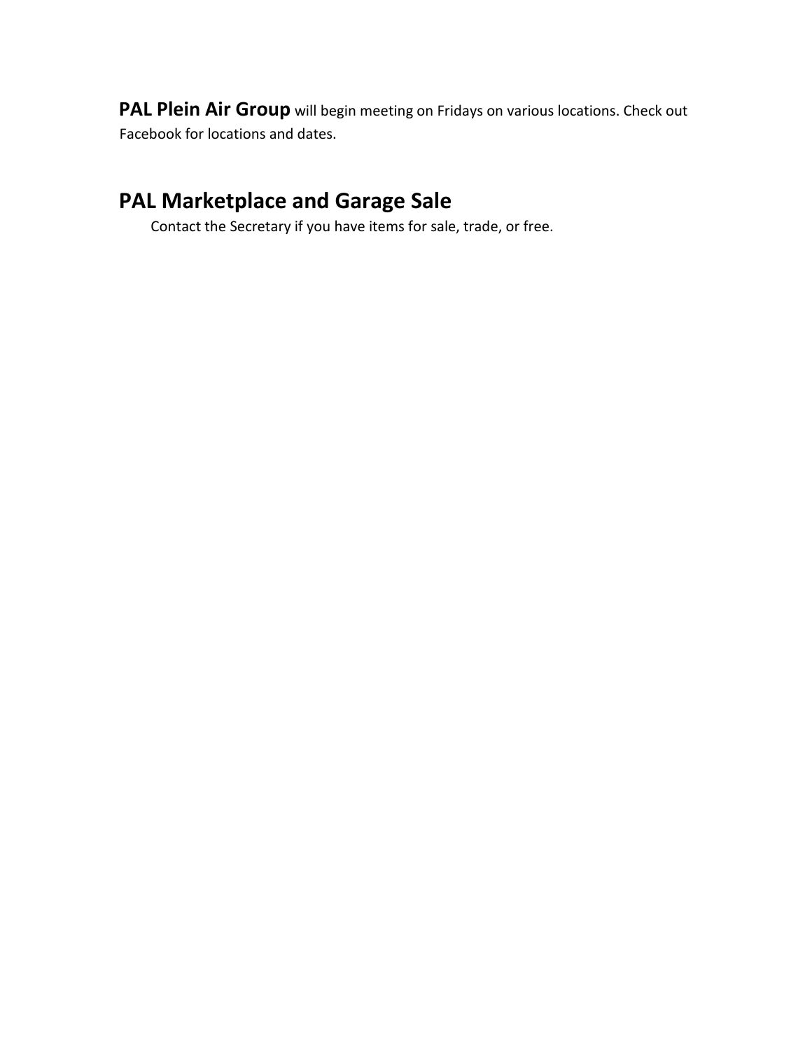**PAL Plein Air Group** will begin meeting on Fridays on various locations. Check out Facebook for locations and dates.

## PAL Marketplace and Garage Sale

Contact the Secretary if you have items for sale, trade, or free.